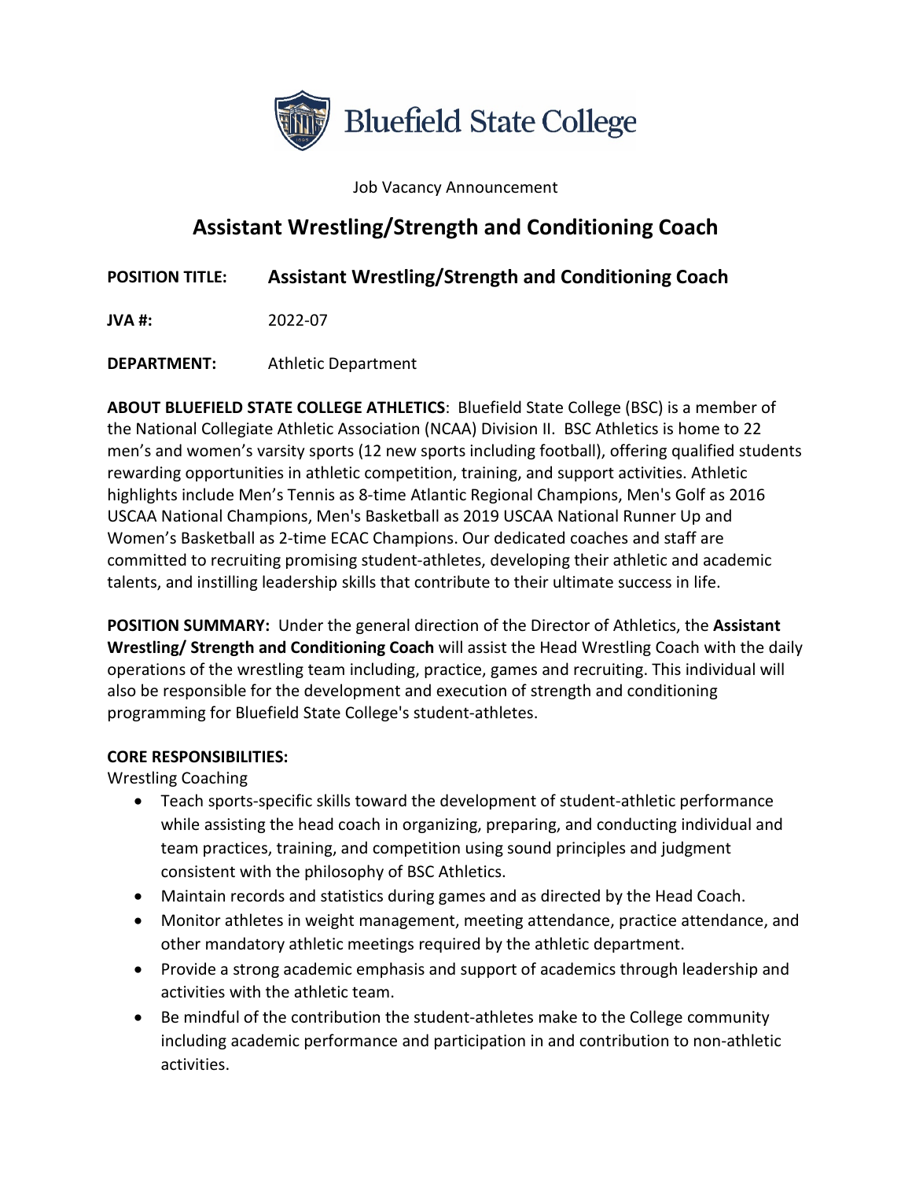Bluefield State College

Job Vacancy Announcement

# Assistant Wrestling/Strength and Conditioning Coach

**POSITION TITLE:** **Assistant Wrestling/Strength and Conditioning Coach**

**JVA #:** 2022-07

**DEPARTMENT:** Athletic Department

**ABOUT BLUEFIELD STATE COLLEGE ATHLETICS**: Bluefield State College (BSC) is a member of the National Collegiate Athletic Association (NCAA) Division II. BSC Athletics is home to 22 men's and women's varsity sports (12 new sports including football), offering qualified students rewarding opportunities in athletic competition, training, and support activities. Athletic highlights include Men's Tennis as 8-time Atlantic Regional Champions, Men's Golf as 2016 USCAA National Champions, Men's Basketball as 2019 USCAA National Runner Up and Women's Basketball as 2-time ECAC Champions. Our dedicated coaches and staff are committed to recruiting promising student-athletes, developing their athletic and academic talents, and instilling leadership skills that contribute to their ultimate success in life.

**POSITION SUMMARY:** Under the general direction of the Director of Athletics, the **Assistant Wrestling/ Strength and Conditioning Coach** will assist the Head Wrestling Coach with the daily operations of the wrestling team including, practice, games and recruiting. This individual will also be responsible for the development and execution of strength and conditioning programming for Bluefield State College's student-athletes.

**CORE RESPONSIBILITIES:**

Wrestling Coaching

- Teach sports-specific skills toward the development of student-athletic performance while assisting the head coach in organizing, preparing, and conducting individual and team practices, training, and competition using sound principles and judgment consistent with the philosophy of BSC Athletics.
- Maintain records and statistics during games and as directed by the Head Coach.
- Monitor athletes in weight management, meeting attendance, practice attendance, and other mandatory athletic meetings required by the athletic department.
- Provide a strong academic emphasis and support of academics through leadership and activities with the athletic team.
- Be mindful of the contribution the student-athletes make to the College community including academic performance and participation in and contribution to non-athletic activities.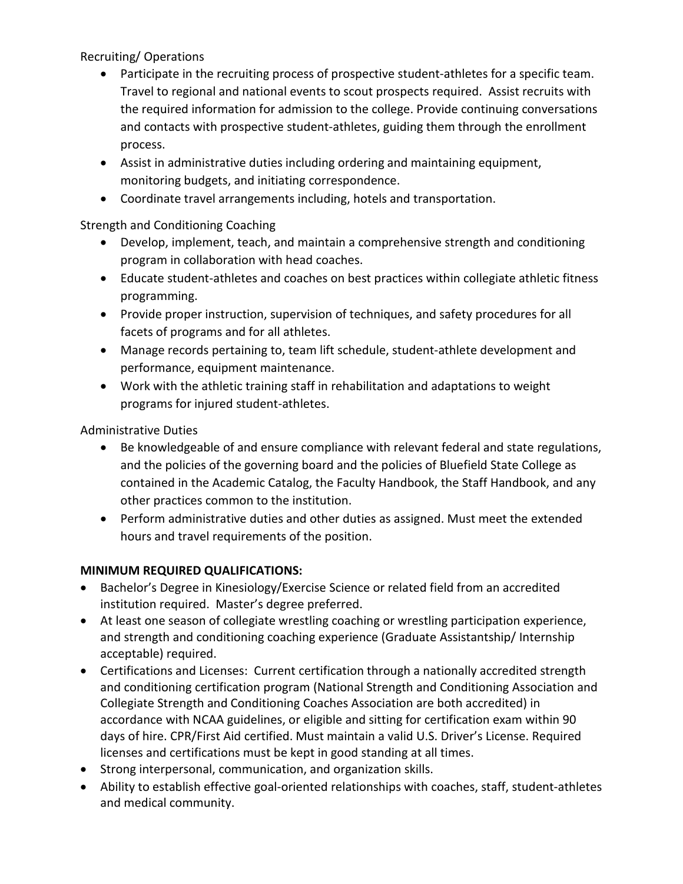Recruiting/ Operations

- Participate in the recruiting process of prospective student-athletes for a specific team. Travel to regional and national events to scout prospects required. Assist recruits with the required information for admission to the college. Provide continuing conversations and contacts with prospective student-athletes, guiding them through the enrollment process.
- Assist in administrative duties including ordering and maintaining equipment, monitoring budgets, and initiating correspondence.
- Coordinate travel arrangements including, hotels and transportation.

Strength and Conditioning Coaching

- Develop, implement, teach, and maintain a comprehensive strength and conditioning program in collaboration with head coaches.
- Educate student-athletes and coaches on best practices within collegiate athletic fitness programming.
- Provide proper instruction, supervision of techniques, and safety procedures for all facets of programs and for all athletes.
- Manage records pertaining to, team lift schedule, student-athlete development and performance, equipment maintenance.
- Work with the athletic training staff in rehabilitation and adaptations to weight programs for injured student-athletes.

Administrative Duties

- Be knowledgeable of and ensure compliance with relevant federal and state regulations, and the policies of the governing board and the policies of Bluefield State College as contained in the Academic Catalog, the Faculty Handbook, the Staff Handbook, and any other practices common to the institution.
- Perform administrative duties and other duties as assigned. Must meet the extended hours and travel requirements of the position.

**MINIMUM REQUIRED QUALIFICATIONS:**

- Bachelor's Degree in Kinesiology/Exercise Science or related field from an accredited institution required. Master's degree preferred.
- At least one season of collegiate wrestling coaching or wrestling participation experience, and strength and conditioning coaching experience (Graduate Assistantship/ Internship acceptable) required.
- Certifications and Licenses: Current certification through a nationally accredited strength and conditioning certification program (National Strength and Conditioning Association and Collegiate Strength and Conditioning Coaches Association are both accredited) in accordance with NCAA guidelines, or eligible and sitting for certification exam within 90 days of hire. CPR/First Aid certified. Must maintain a valid U.S. Driver's License. Required licenses and certifications must be kept in good standing at all times.
- Strong interpersonal, communication, and organization skills.
- Ability to establish effective goal-oriented relationships with coaches, staff, student-athletes and medical community.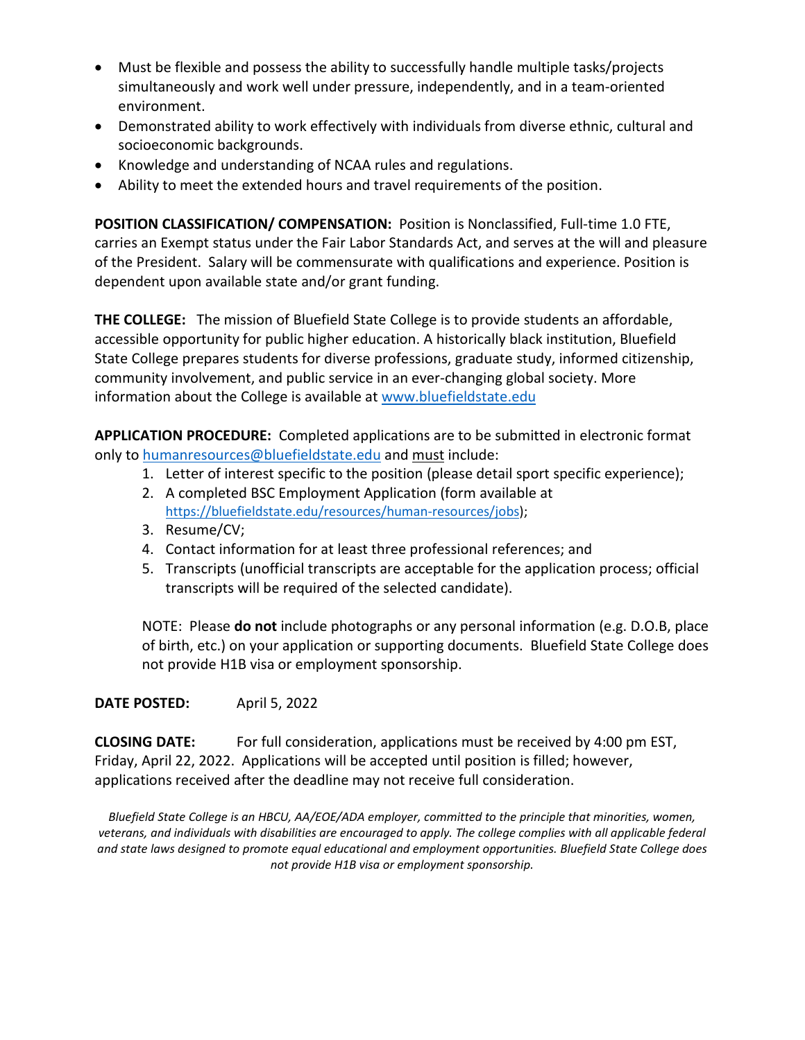- Must be flexible and possess the ability to successfully handle multiple tasks/projects simultaneously and work well under pressure, independently, and in a team-oriented environment.
- Demonstrated ability to work effectively with individuals from diverse ethnic, cultural and socioeconomic backgrounds.
- Knowledge and understanding of NCAA rules and regulations.
- Ability to meet the extended hours and travel requirements of the position.

**POSITION CLASSIFICATION/ COMPENSATION:** Position is Nonclassified, Full-time 1.0 FTE, carries an Exempt status under the Fair Labor Standards Act, and serves at the will and pleasure of the President. Salary will be commensurate with qualifications and experience. Position is dependent upon available state and/or grant funding.

**THE COLLEGE:** The mission of Bluefield State College is to provide students an affordable, accessible opportunity for public higher education. A historically black institution, Bluefield State College prepares students for diverse professions, graduate study, informed citizenship, community involvement, and public service in an ever-changing global society. More information about the College is available at [www.bluefieldstate.edu](http://www.bluefieldstate.edu)

**APPLICATION PROCEDURE:** Completed applications are to be submitted in electronic format only to [humanresources@bluefieldstate.edu](mailto:humanresources@bluefieldstate.edu) and must include:

1. Letter of interest specific to the position (please detail sport specific experience);
2. A completed BSC Employment Application (form available at [https://bluefieldstate.edu/resources/human-resources/jobs](https://bluefieldstate.edu/resources/human-resources/jobs));
3. Resume/CV;
4. Contact information for at least three professional references; and
5. Transcripts (unofficial transcripts are acceptable for the application process; official transcripts will be required of the selected candidate).

NOTE: Please **do not** include photographs or any personal information (e.g. D.O.B, place of birth, etc.) on your application or supporting documents. Bluefield State College does not provide H1B visa or employment sponsorship.

**DATE POSTED:** April 5, 2022

**CLOSING DATE:** For full consideration, applications must be received by 4:00 pm EST, Friday, April 22, 2022. Applications will be accepted until position is filled; however, applications received after the deadline may not receive full consideration.

*Bluefield State College is an HBCU, AA/EOE/ADA employer, committed to the principle that minorities, women, veterans, and individuals with disabilities are encouraged to apply. The college complies with all applicable federal and state laws designed to promote equal educational and employment opportunities. Bluefield State College does not provide H1B visa or employment sponsorship.*